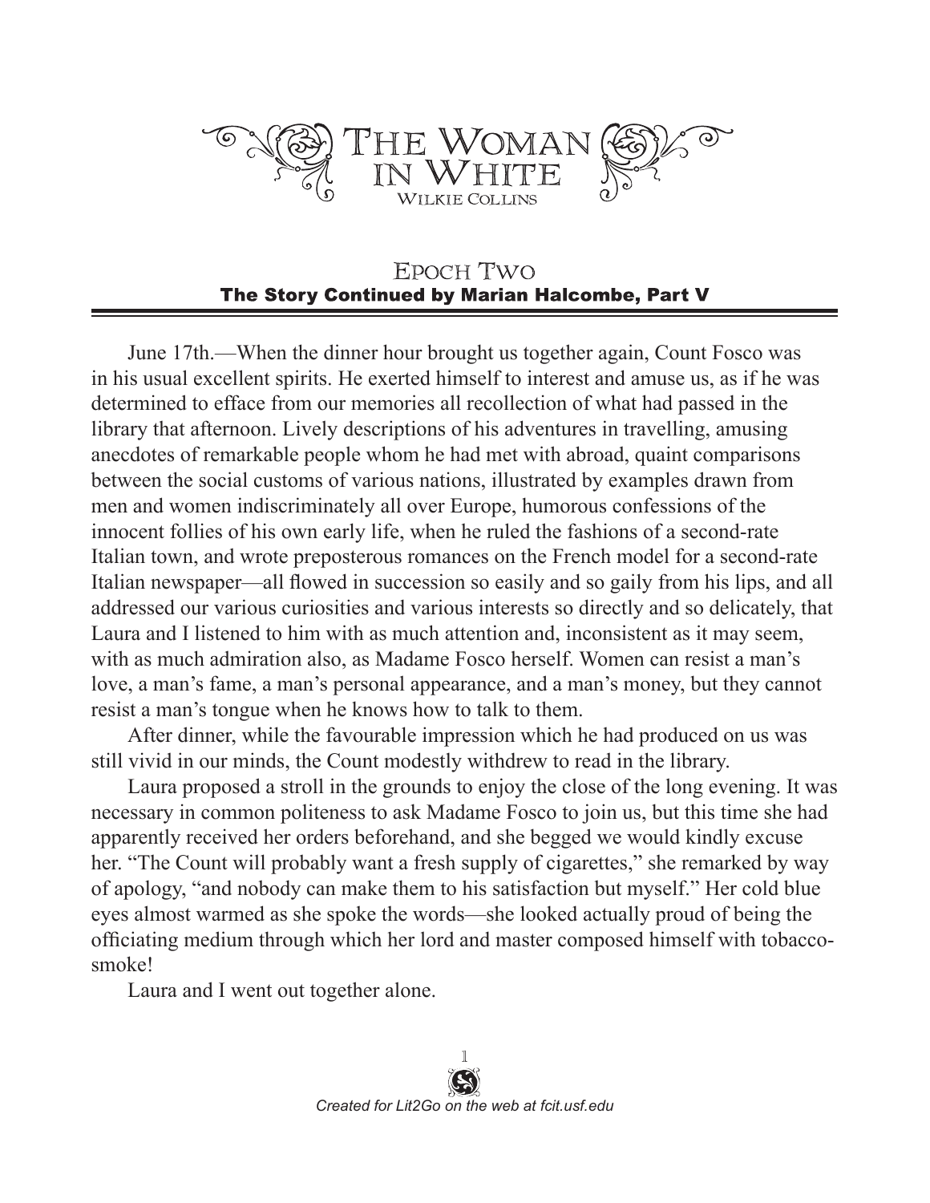# The Woman in White

Wilkie Collins

## Epoch Two

### The Story Continued by Marian Halcombe, Part V

June 17th.—When the dinner hour brought us together again, Count Fosco was in his usual excellent spirits. He exerted himself to interest and amuse us, as if he was determined to efface from our memories all recollection of what had passed in the library that afternoon. Lively descriptions of his adventures in travelling, amusing anecdotes of remarkable people whom he had met with abroad, quaint comparisons between the social customs of various nations, illustrated by examples drawn from men and women indiscriminately all over Europe, humorous confessions of the innocent follies of his own early life, when he ruled the fashions of a second-rate Italian town, and wrote preposterous romances on the French model for a second-rate Italian newspaper—all flowed in succession so easily and so gaily from his lips, and all addressed our various curiosities and various interests so directly and so delicately, that Laura and I listened to him with as much attention and, inconsistent as it may seem, with as much admiration also, as Madame Fosco herself. Women can resist a man's love, a man's fame, a man's personal appearance, and a man's money, but they cannot resist a man's tongue when he knows how to talk to them.

After dinner, while the favourable impression which he had produced on us was still vivid in our minds, the Count modestly withdrew to read in the library.

Laura proposed a stroll in the grounds to enjoy the close of the long evening. It was necessary in common politeness to ask Madame Fosco to join us, but this time she had apparently received her orders beforehand, and she begged we would kindly excuse her. "The Count will probably want a fresh supply of cigarettes," she remarked by way of apology, "and nobody can make them to his satisfaction but myself." Her cold blue eyes almost warmed as she spoke the words—she looked actually proud of being the officiating medium through which her lord and master composed himself with tobacco-smoke!

Laura and I went out together alone.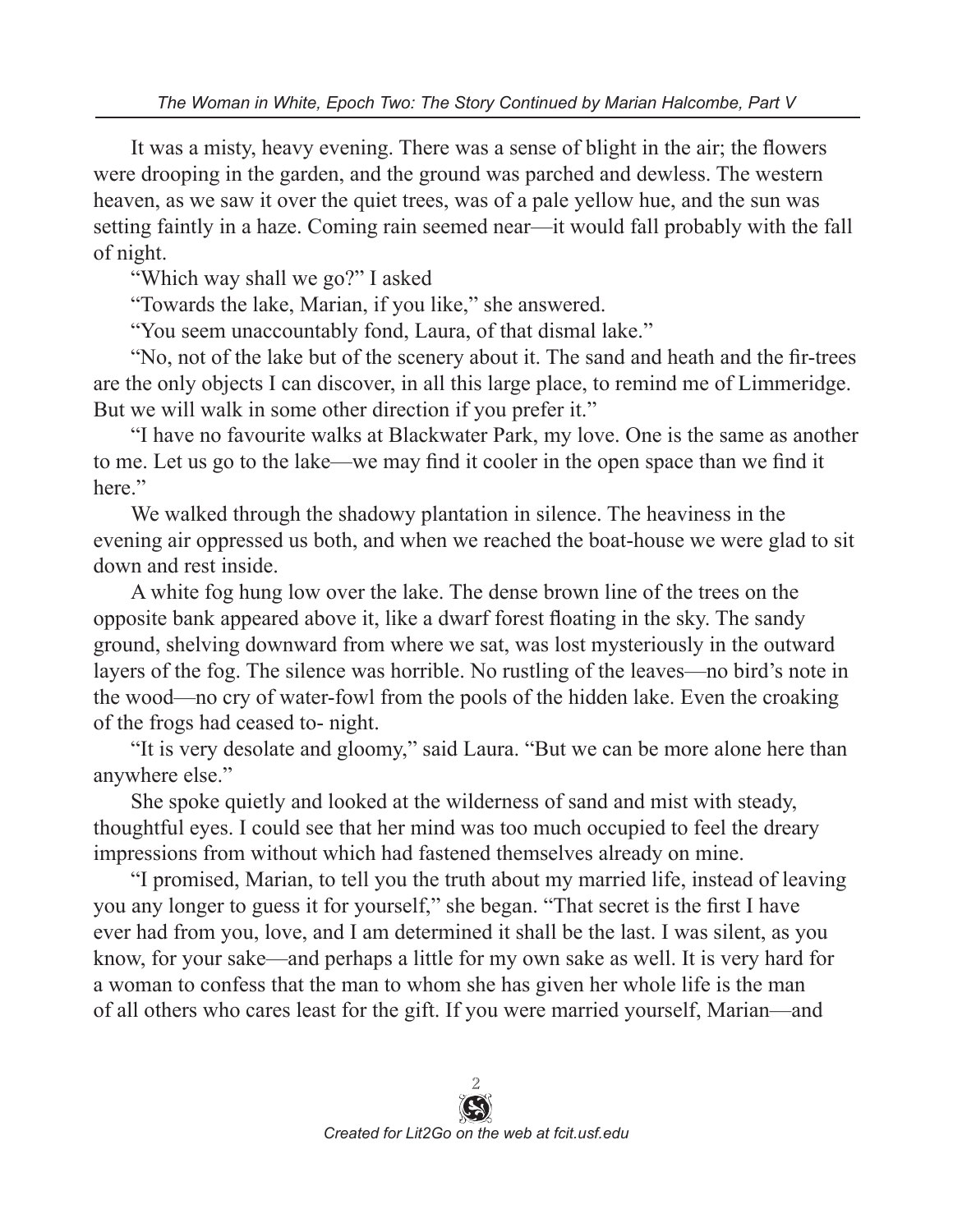It was a misty, heavy evening. There was a sense of blight in the air; the flowers were drooping in the garden, and the ground was parched and dewless. The western heaven, as we saw it over the quiet trees, was of a pale yellow hue, and the sun was setting faintly in a haze. Coming rain seemed near—it would fall probably with the fall of night.

"Which way shall we go?" I asked

"Towards the lake, Marian, if you like," she answered.

"You seem unaccountably fond, Laura, of that dismal lake."

"No, not of the lake but of the scenery about it. The sand and heath and the fir-trees are the only objects I can discover, in all this large place, to remind me of Limmeridge. But we will walk in some other direction if you prefer it."

"I have no favourite walks at Blackwater Park, my love. One is the same as another to me. Let us go to the lake—we may find it cooler in the open space than we find it here."

We walked through the shadowy plantation in silence. The heaviness in the evening air oppressed us both, and when we reached the boat-house we were glad to sit down and rest inside.

A white fog hung low over the lake. The dense brown line of the trees on the opposite bank appeared above it, like a dwarf forest floating in the sky. The sandy ground, shelving downward from where we sat, was lost mysteriously in the outward layers of the fog. The silence was horrible. No rustling of the leaves—no bird's note in the wood—no cry of water-fowl from the pools of the hidden lake. Even the croaking of the frogs had ceased to- night.

"It is very desolate and gloomy," said Laura. "But we can be more alone here than anywhere else."

She spoke quietly and looked at the wilderness of sand and mist with steady, thoughtful eyes. I could see that her mind was too much occupied to feel the dreary impressions from without which had fastened themselves already on mine.

"I promised, Marian, to tell you the truth about my married life, instead of leaving you any longer to guess it for yourself," she began. "That secret is the first I have ever had from you, love, and I am determined it shall be the last. I was silent, as you know, for your sake—and perhaps a little for my own sake as well. It is very hard for a woman to confess that the man to whom she has given her whole life is the man of all others who cares least for the gift. If you were married yourself, Marian—and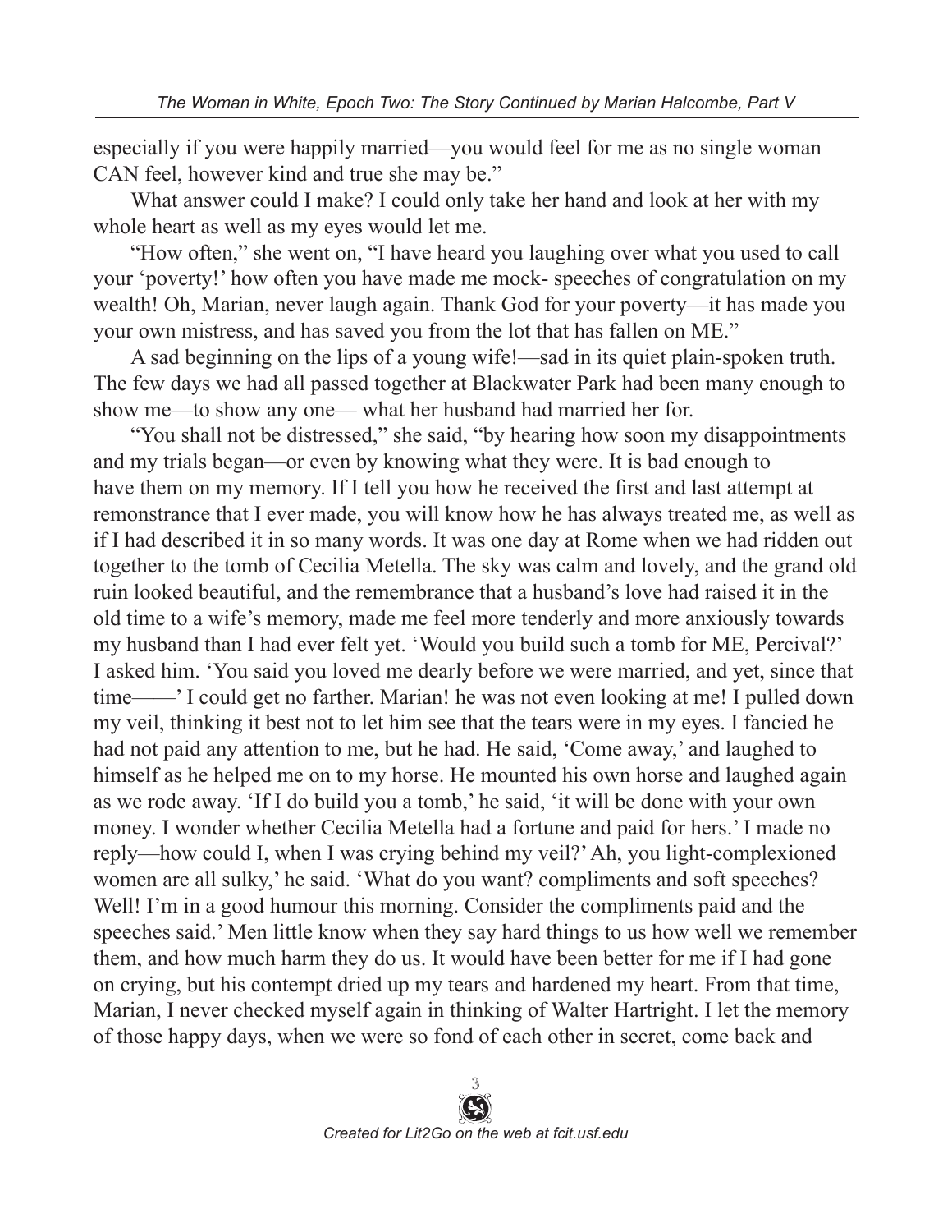especially if you were happily married—you would feel for me as no single woman CAN feel, however kind and true she may be."

What answer could I make? I could only take her hand and look at her with my whole heart as well as my eyes would let me.

"How often," she went on, "I have heard you laughing over what you used to call your 'poverty!' how often you have made me mock- speeches of congratulation on my wealth! Oh, Marian, never laugh again. Thank God for your poverty—it has made you your own mistress, and has saved you from the lot that has fallen on ME."

A sad beginning on the lips of a young wife!—sad in its quiet plain-spoken truth. The few days we had all passed together at Blackwater Park had been many enough to show me—to show any one— what her husband had married her for.

"You shall not be distressed," she said, "by hearing how soon my disappointments and my trials began—or even by knowing what they were. It is bad enough to have them on my memory. If I tell you how he received the first and last attempt at remonstrance that I ever made, you will know how he has always treated me, as well as if I had described it in so many words. It was one day at Rome when we had ridden out together to the tomb of Cecilia Metella. The sky was calm and lovely, and the grand old ruin looked beautiful, and the remembrance that a husband's love had raised it in the old time to a wife's memory, made me feel more tenderly and more anxiously towards my husband than I had ever felt yet. 'Would you build such a tomb for ME, Percival?' I asked him. 'You said you loved me dearly before we were married, and yet, since that time——' I could get no farther. Marian! he was not even looking at me! I pulled down my veil, thinking it best not to let him see that the tears were in my eyes. I fancied he had not paid any attention to me, but he had. He said, 'Come away,' and laughed to himself as he helped me on to my horse. He mounted his own horse and laughed again as we rode away. 'If I do build you a tomb,' he said, 'it will be done with your own money. I wonder whether Cecilia Metella had a fortune and paid for hers.' I made no reply—how could I, when I was crying behind my veil?' Ah, you light-complexioned women are all sulky,' he said. 'What do you want? compliments and soft speeches? Well! I'm in a good humour this morning. Consider the compliments paid and the speeches said.' Men little know when they say hard things to us how well we remember them, and how much harm they do us. It would have been better for me if I had gone on crying, but his contempt dried up my tears and hardened my heart. From that time, Marian, I never checked myself again in thinking of Walter Hartright. I let the memory of those happy days, when we were so fond of each other in secret, come back and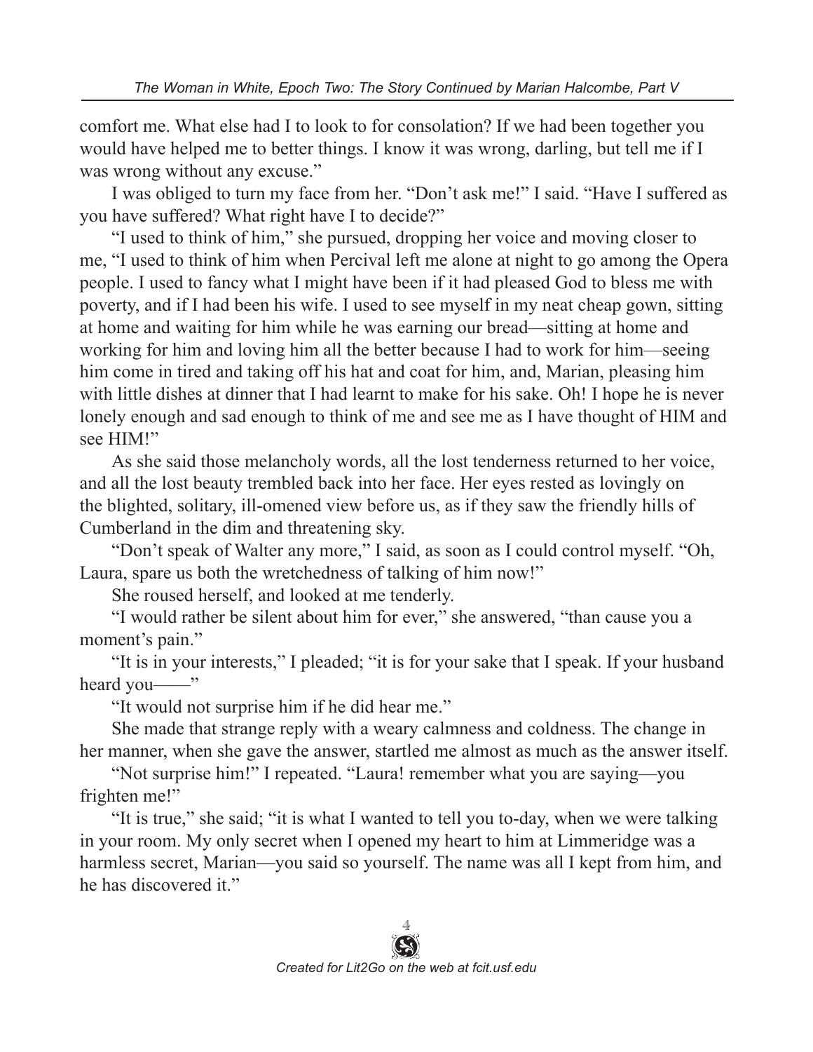comfort me. What else had I to look to for consolation? If we had been together you would have helped me to better things. I know it was wrong, darling, but tell me if I was wrong without any excuse."

I was obliged to turn my face from her. "Don't ask me!" I said. "Have I suffered as you have suffered? What right have I to decide?"

"I used to think of him," she pursued, dropping her voice and moving closer to me, "I used to think of him when Percival left me alone at night to go among the Opera people. I used to fancy what I might have been if it had pleased God to bless me with poverty, and if I had been his wife. I used to see myself in my neat cheap gown, sitting at home and waiting for him while he was earning our bread—sitting at home and working for him and loving him all the better because I had to work for him—seeing him come in tired and taking off his hat and coat for him, and, Marian, pleasing him with little dishes at dinner that I had learnt to make for his sake. Oh! I hope he is never lonely enough and sad enough to think of me and see me as I have thought of HIM and see HIM!"

As she said those melancholy words, all the lost tenderness returned to her voice, and all the lost beauty trembled back into her face. Her eyes rested as lovingly on the blighted, solitary, ill-omened view before us, as if they saw the friendly hills of Cumberland in the dim and threatening sky.

"Don't speak of Walter any more," I said, as soon as I could control myself. "Oh, Laura, spare us both the wretchedness of talking of him now!"

She roused herself, and looked at me tenderly.

"I would rather be silent about him for ever," she answered, "than cause you a moment's pain."

"It is in your interests," I pleaded; "it is for your sake that I speak. If your husband heard you——"

"It would not surprise him if he did hear me."

She made that strange reply with a weary calmness and coldness. The change in her manner, when she gave the answer, startled me almost as much as the answer itself.

"Not surprise him!" I repeated. "Laura! remember what you are saying—you frighten me!"

"It is true," she said; "it is what I wanted to tell you to-day, when we were talking in your room. My only secret when I opened my heart to him at Limmeridge was a harmless secret, Marian—you said so yourself. The name was all I kept from him, and he has discovered it."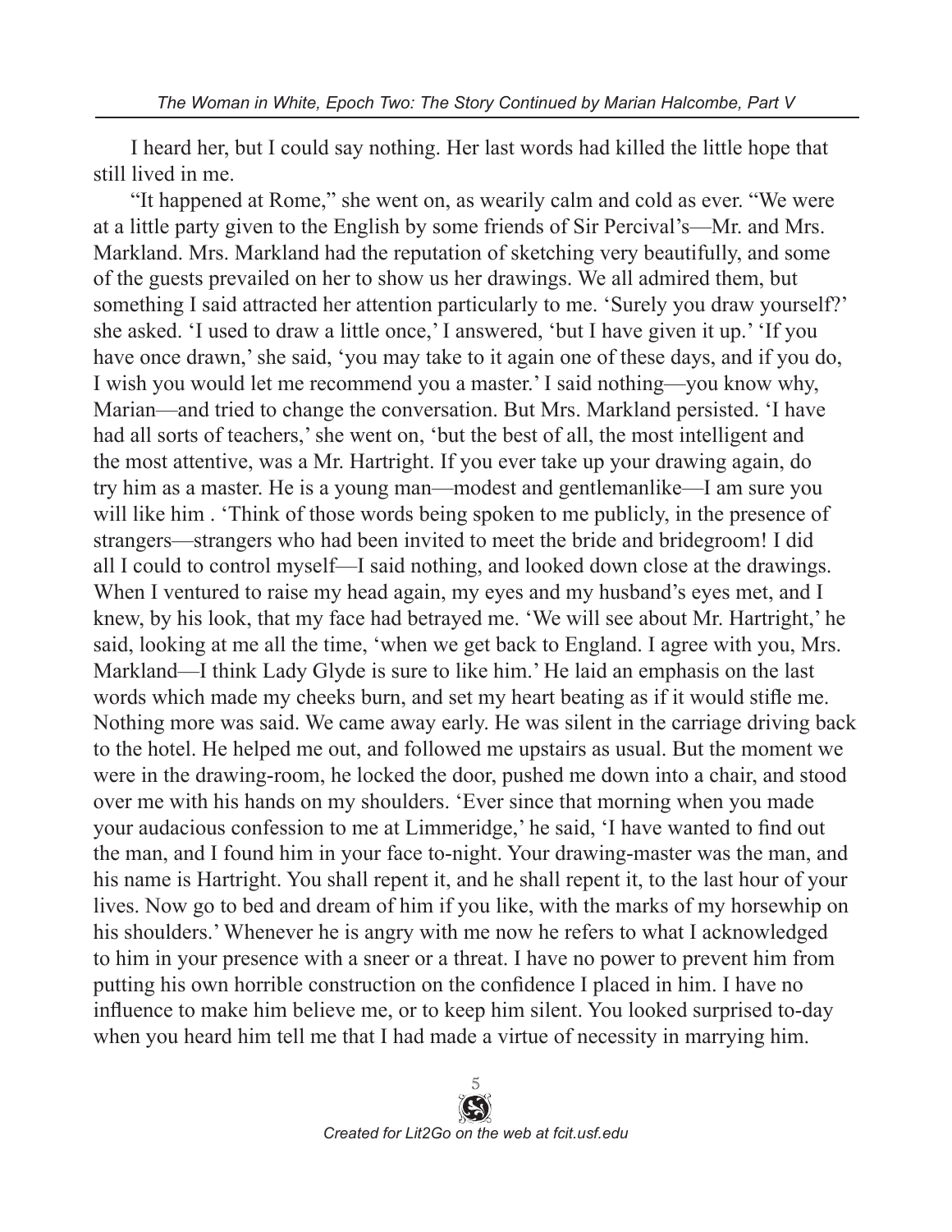I heard her, but I could say nothing. Her last words had killed the little hope that still lived in me.

"It happened at Rome," she went on, as wearily calm and cold as ever. "We were at a little party given to the English by some friends of Sir Percival's—Mr. and Mrs. Markland. Mrs. Markland had the reputation of sketching very beautifully, and some of the guests prevailed on her to show us her drawings. We all admired them, but something I said attracted her attention particularly to me. 'Surely you draw yourself?' she asked. 'I used to draw a little once,' I answered, 'but I have given it up.' 'If you have once drawn,' she said, 'you may take to it again one of these days, and if you do, I wish you would let me recommend you a master.' I said nothing—you know why, Marian—and tried to change the conversation. But Mrs. Markland persisted. 'I have had all sorts of teachers,' she went on, 'but the best of all, the most intelligent and the most attentive, was a Mr. Hartright. If you ever take up your drawing again, do try him as a master. He is a young man—modest and gentlemanlike—I am sure you will like him . 'Think of those words being spoken to me publicly, in the presence of strangers—strangers who had been invited to meet the bride and bridegroom! I did all I could to control myself—I said nothing, and looked down close at the drawings. When I ventured to raise my head again, my eyes and my husband's eyes met, and I knew, by his look, that my face had betrayed me. 'We will see about Mr. Hartright,' he said, looking at me all the time, 'when we get back to England. I agree with you, Mrs. Markland—I think Lady Glyde is sure to like him.' He laid an emphasis on the last words which made my cheeks burn, and set my heart beating as if it would stifle me. Nothing more was said. We came away early. He was silent in the carriage driving back to the hotel. He helped me out, and followed me upstairs as usual. But the moment we were in the drawing-room, he locked the door, pushed me down into a chair, and stood over me with his hands on my shoulders. 'Ever since that morning when you made your audacious confession to me at Limmeridge,' he said, 'I have wanted to find out the man, and I found him in your face to-night. Your drawing-master was the man, and his name is Hartright. You shall repent it, and he shall repent it, to the last hour of your lives. Now go to bed and dream of him if you like, with the marks of my horsewhip on his shoulders.' Whenever he is angry with me now he refers to what I acknowledged to him in your presence with a sneer or a threat. I have no power to prevent him from putting his own horrible construction on the confidence I placed in him. I have no influence to make him believe me, or to keep him silent. You looked surprised to-day when you heard him tell me that I had made a virtue of necessity in marrying him.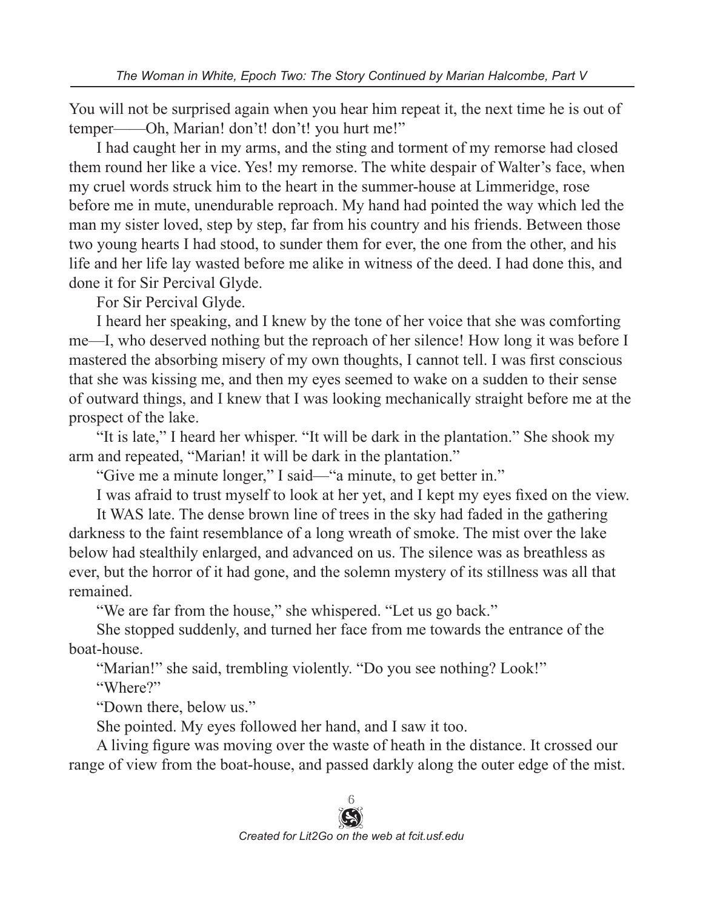You will not be surprised again when you hear him repeat it, the next time he is out of temper——Oh, Marian! don't! don't! you hurt me!"

I had caught her in my arms, and the sting and torment of my remorse had closed them round her like a vice. Yes! my remorse. The white despair of Walter's face, when my cruel words struck him to the heart in the summer-house at Limmeridge, rose before me in mute, unendurable reproach. My hand had pointed the way which led the man my sister loved, step by step, far from his country and his friends. Between those two young hearts I had stood, to sunder them for ever, the one from the other, and his life and her life lay wasted before me alike in witness of the deed. I had done this, and done it for Sir Percival Glyde.

For Sir Percival Glyde.

I heard her speaking, and I knew by the tone of her voice that she was comforting me—I, who deserved nothing but the reproach of her silence! How long it was before I mastered the absorbing misery of my own thoughts, I cannot tell. I was first conscious that she was kissing me, and then my eyes seemed to wake on a sudden to their sense of outward things, and I knew that I was looking mechanically straight before me at the prospect of the lake.

"It is late," I heard her whisper. "It will be dark in the plantation." She shook my arm and repeated, "Marian! it will be dark in the plantation."

"Give me a minute longer," I said—"a minute, to get better in."

I was afraid to trust myself to look at her yet, and I kept my eyes fixed on the view.

It WAS late. The dense brown line of trees in the sky had faded in the gathering darkness to the faint resemblance of a long wreath of smoke. The mist over the lake below had stealthily enlarged, and advanced on us. The silence was as breathless as ever, but the horror of it had gone, and the solemn mystery of its stillness was all that remained.

"We are far from the house," she whispered. "Let us go back."

She stopped suddenly, and turned her face from me towards the entrance of the boat-house.

"Marian!" she said, trembling violently. "Do you see nothing? Look!"

"Where?"

"Down there, below us."

She pointed. My eyes followed her hand, and I saw it too.

A living figure was moving over the waste of heath in the distance. It crossed our range of view from the boat-house, and passed darkly along the outer edge of the mist.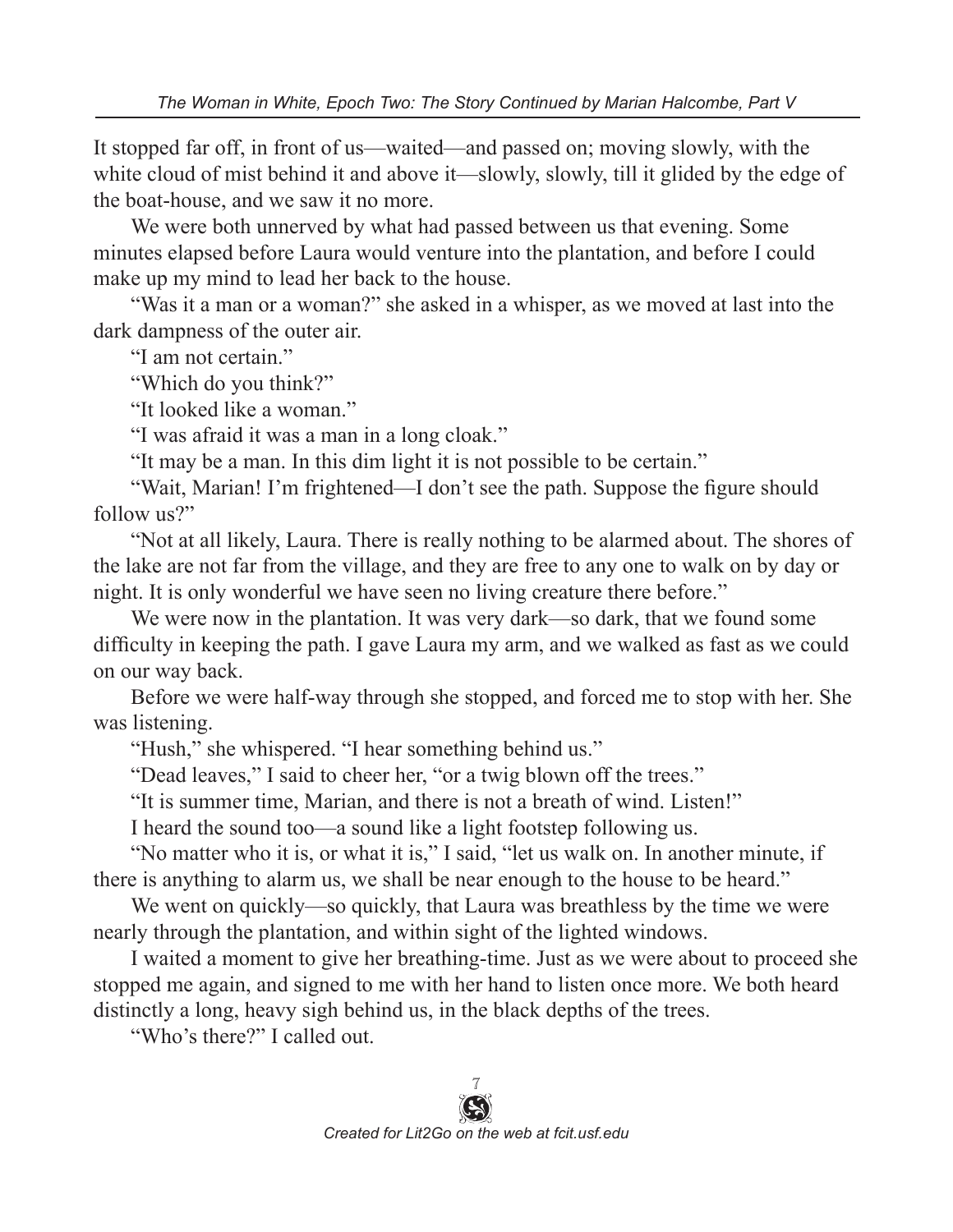It stopped far off, in front of us—waited—and passed on; moving slowly, with the white cloud of mist behind it and above it—slowly, slowly, till it glided by the edge of the boat-house, and we saw it no more.

We were both unnerved by what had passed between us that evening. Some minutes elapsed before Laura would venture into the plantation, and before I could make up my mind to lead her back to the house.

"Was it a man or a woman?" she asked in a whisper, as we moved at last into the dark dampness of the outer air.

"I am not certain."

"Which do you think?"

"It looked like a woman."

"I was afraid it was a man in a long cloak."

"It may be a man. In this dim light it is not possible to be certain."

"Wait, Marian! I'm frightened—I don't see the path. Suppose the figure should follow us?"

"Not at all likely, Laura. There is really nothing to be alarmed about. The shores of the lake are not far from the village, and they are free to any one to walk on by day or night. It is only wonderful we have seen no living creature there before."

We were now in the plantation. It was very dark—so dark, that we found some difficulty in keeping the path. I gave Laura my arm, and we walked as fast as we could on our way back.

Before we were half-way through she stopped, and forced me to stop with her. She was listening.

"Hush," she whispered. "I hear something behind us."

"Dead leaves," I said to cheer her, "or a twig blown off the trees."

"It is summer time, Marian, and there is not a breath of wind. Listen!"

I heard the sound too—a sound like a light footstep following us.

"No matter who it is, or what it is," I said, "let us walk on. In another minute, if there is anything to alarm us, we shall be near enough to the house to be heard."

We went on quickly—so quickly, that Laura was breathless by the time we were nearly through the plantation, and within sight of the lighted windows.

I waited a moment to give her breathing-time. Just as we were about to proceed she stopped me again, and signed to me with her hand to listen once more. We both heard distinctly a long, heavy sigh behind us, in the black depths of the trees.

"Who's there?" I called out.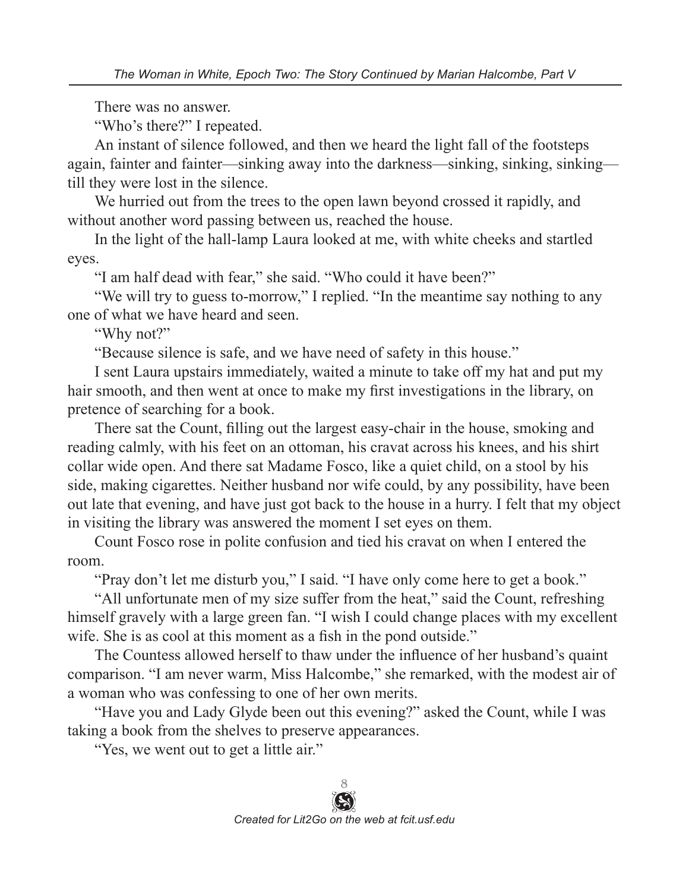There was no answer.

"Who's there?" I repeated.

An instant of silence followed, and then we heard the light fall of the footsteps again, fainter and fainter—sinking away into the darkness—sinking, sinking, sinking—till they were lost in the silence.

We hurried out from the trees to the open lawn beyond crossed it rapidly, and without another word passing between us, reached the house.

In the light of the hall-lamp Laura looked at me, with white cheeks and startled eyes.

"I am half dead with fear," she said. "Who could it have been?"

"We will try to guess to-morrow," I replied. "In the meantime say nothing to any one of what we have heard and seen.

"Why not?"

"Because silence is safe, and we have need of safety in this house."

I sent Laura upstairs immediately, waited a minute to take off my hat and put my hair smooth, and then went at once to make my first investigations in the library, on pretence of searching for a book.

There sat the Count, filling out the largest easy-chair in the house, smoking and reading calmly, with his feet on an ottoman, his cravat across his knees, and his shirt collar wide open. And there sat Madame Fosco, like a quiet child, on a stool by his side, making cigarettes. Neither husband nor wife could, by any possibility, have been out late that evening, and have just got back to the house in a hurry. I felt that my object in visiting the library was answered the moment I set eyes on them.

Count Fosco rose in polite confusion and tied his cravat on when I entered the room.

"Pray don't let me disturb you," I said. "I have only come here to get a book."

"All unfortunate men of my size suffer from the heat," said the Count, refreshing himself gravely with a large green fan. "I wish I could change places with my excellent wife. She is as cool at this moment as a fish in the pond outside."

The Countess allowed herself to thaw under the influence of her husband's quaint comparison. "I am never warm, Miss Halcombe," she remarked, with the modest air of a woman who was confessing to one of her own merits.

"Have you and Lady Glyde been out this evening?" asked the Count, while I was taking a book from the shelves to preserve appearances.

"Yes, we went out to get a little air."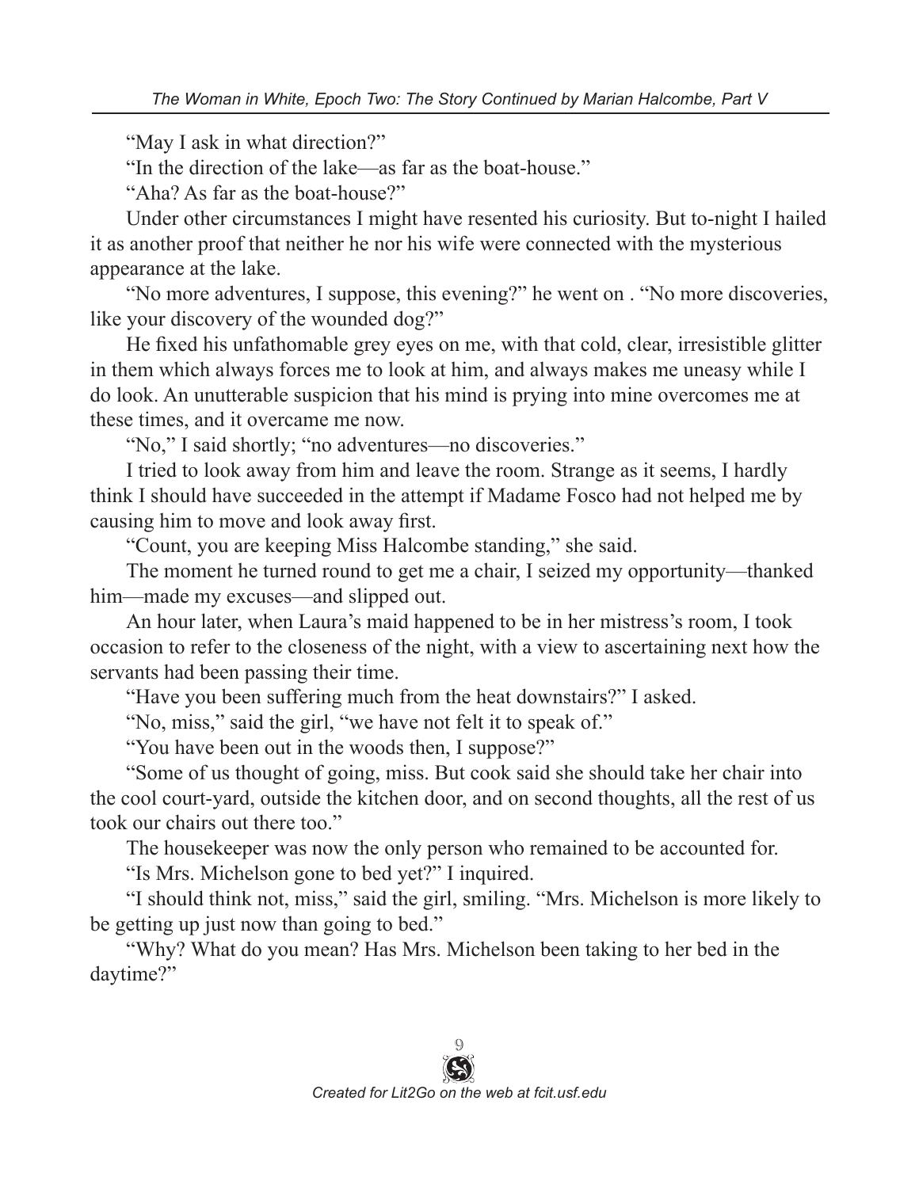"May I ask in what direction?"

"In the direction of the lake—as far as the boat-house."

"Aha? As far as the boat-house?"

Under other circumstances I might have resented his curiosity. But to-night I hailed it as another proof that neither he nor his wife were connected with the mysterious appearance at the lake.

"No more adventures, I suppose, this evening?" he went on . "No more discoveries, like your discovery of the wounded dog?"

He fixed his unfathomable grey eyes on me, with that cold, clear, irresistible glitter in them which always forces me to look at him, and always makes me uneasy while I do look. An unutterable suspicion that his mind is prying into mine overcomes me at these times, and it overcame me now.

"No," I said shortly; "no adventures—no discoveries."

I tried to look away from him and leave the room. Strange as it seems, I hardly think I should have succeeded in the attempt if Madame Fosco had not helped me by causing him to move and look away first.

"Count, you are keeping Miss Halcombe standing," she said.

The moment he turned round to get me a chair, I seized my opportunity—thanked him—made my excuses—and slipped out.

An hour later, when Laura's maid happened to be in her mistress's room, I took occasion to refer to the closeness of the night, with a view to ascertaining next how the servants had been passing their time.

"Have you been suffering much from the heat downstairs?" I asked.

"No, miss," said the girl, "we have not felt it to speak of."

"You have been out in the woods then, I suppose?"

"Some of us thought of going, miss. But cook said she should take her chair into the cool court-yard, outside the kitchen door, and on second thoughts, all the rest of us took our chairs out there too."

The housekeeper was now the only person who remained to be accounted for.

"Is Mrs. Michelson gone to bed yet?" I inquired.

"I should think not, miss," said the girl, smiling. "Mrs. Michelson is more likely to be getting up just now than going to bed."

"Why? What do you mean? Has Mrs. Michelson been taking to her bed in the daytime?"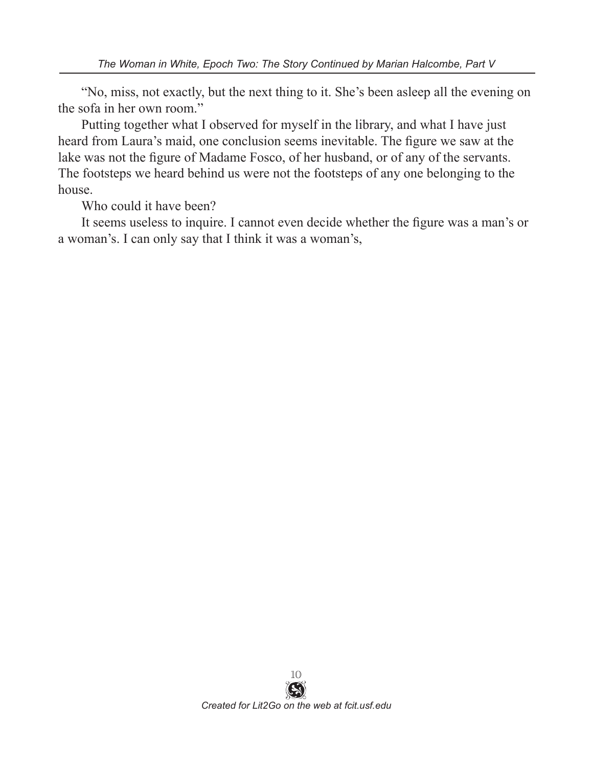"No, miss, not exactly, but the next thing to it. She's been asleep all the evening on the sofa in her own room."

Putting together what I observed for myself in the library, and what I have just heard from Laura's maid, one conclusion seems inevitable. The figure we saw at the lake was not the figure of Madame Fosco, of her husband, or of any of the servants. The footsteps we heard behind us were not the footsteps of any one belonging to the house.

Who could it have been?

It seems useless to inquire. I cannot even decide whether the figure was a man's or a woman's. I can only say that I think it was a woman's,